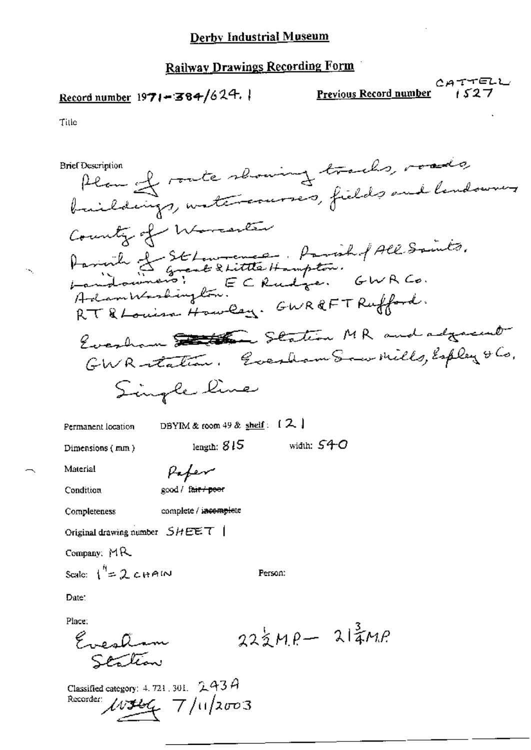# Derby Industrial Museum

## Railway Drawings Recording Form

**Record number** 1971-384/624.1 **Previous Record number** CATTELL 1527

Title

Brief Description
Plan of route showing tracks, roads, buildings, watercourses, fields and landowners
County of Worcester
Parish of St Lawrence. Parish of All Saints.
" " Great & Little Hampton.
Landowners: E C Rudge. GWR Co.
Adam Washington.
R T & Louisa Howley. GWR & F T Rufford.
Evesham ~~Station~~ Station MR and adjacent GWR station. Evesham Saw Mills, Espley & Co.
Single line

Permanent location DBYIM & room 49 & shelf: 121

Dimensions (mm) length: 815 width: 540

Material Paper

Condition good / ~~fair / poor~~

Completeness complete / ~~incomplete~~

Original drawing number SHEET 1

Company: MR

Scale: 1" = 2 CHAIN Person:

Date:

Place:
Evesham Station $22\frac{1}{2}$ M.P. — $21\frac{3}{4}$ M.P.

Classified category: 4.721.301. 243A
Recorder: [signature] 7/11/2003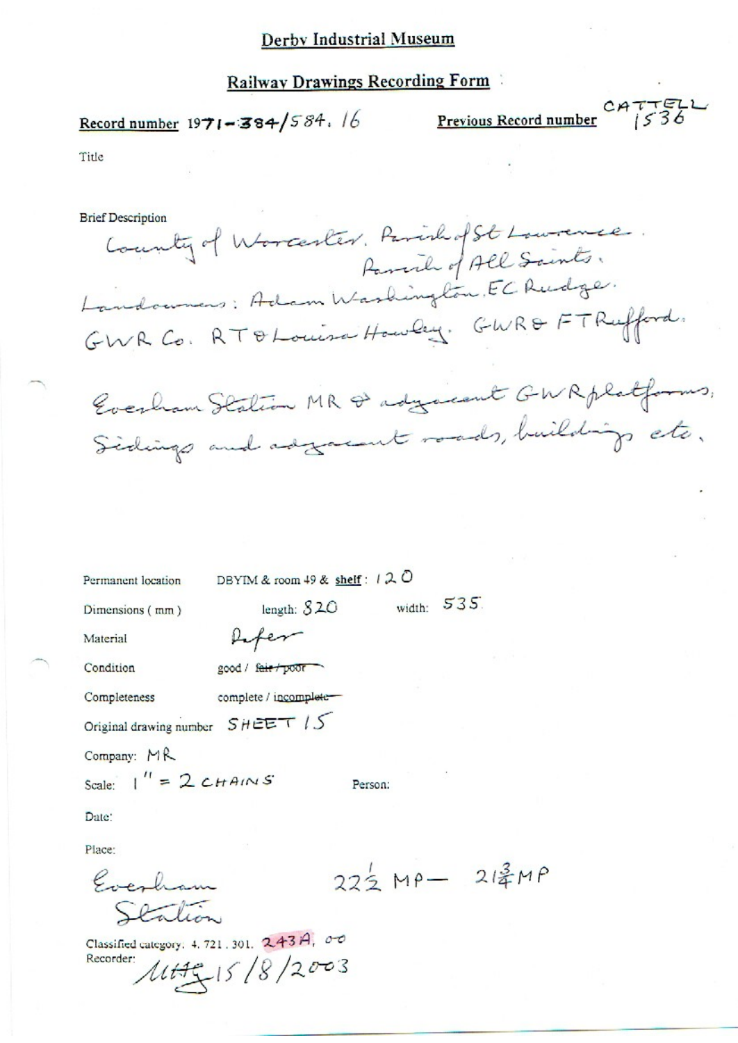# Derby Industrial Museum

## Railway Drawings Recording Form

**Record number** 1971-384/584. 16 **Previous Record number** CATTELL 1536

Title

Brief Description

County of Worcester. Parish of St Lawrence.
Parish of All Saints.
Landowners: Adam Washington, EC Rudge.
GWR Co. RT & Louisa Hawley. GWR & FT Rufford.

Evesham Station MR & adjacent GWR platforms, Sidings and adjacent roads, buildings etc.

Permanent location DBYIM & room 49 & shelf: 120

Dimensions (mm) length: 820 width: 535

Material Paper

Condition good / ~~fair / poor~~

Completeness complete / ~~incomplete~~

Original drawing number SHEET 15

Company: MR

Scale: 1" = 2 CHAINS Person:

Date:

Place:

Evesham Station $22\frac{1}{2}$ MP — $21\frac{3}{4}$ MP

Classified category. 4. 721. 301. 243A, 00

Recorder: MHG 15/8/2003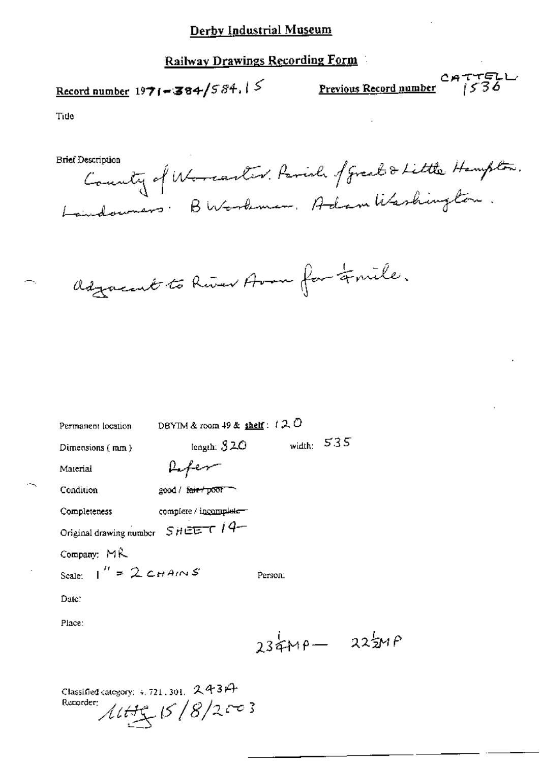# Derby Industrial Museum

## Railway Drawings Recording Form

**Record number** 1971-384/584.15

**Previous Record number** CATTELL 1536

Title

Brief Description

County of Worcester. Parish of Great & Little Hampton. Landowners: B Workman, Adam Washington.

Adjacent to River Avon for 1/4 mile.

Permanent location: DBYIM & room 49 & **shelf**: 120

Dimensions (mm): length: 820 width: 535

Material: Paper

Condition: good / ~~fair / poor~~

Completeness: complete / ~~incomplete~~

Original drawing number: SHEET 14

Company: MR

Scale: 1" = 2 CHAINS

Person:

Date:

Place:

23 1/4 MP — 22 1/2 MP

Classified category: 4.721.301. 243A

Recorder: 15/8/2003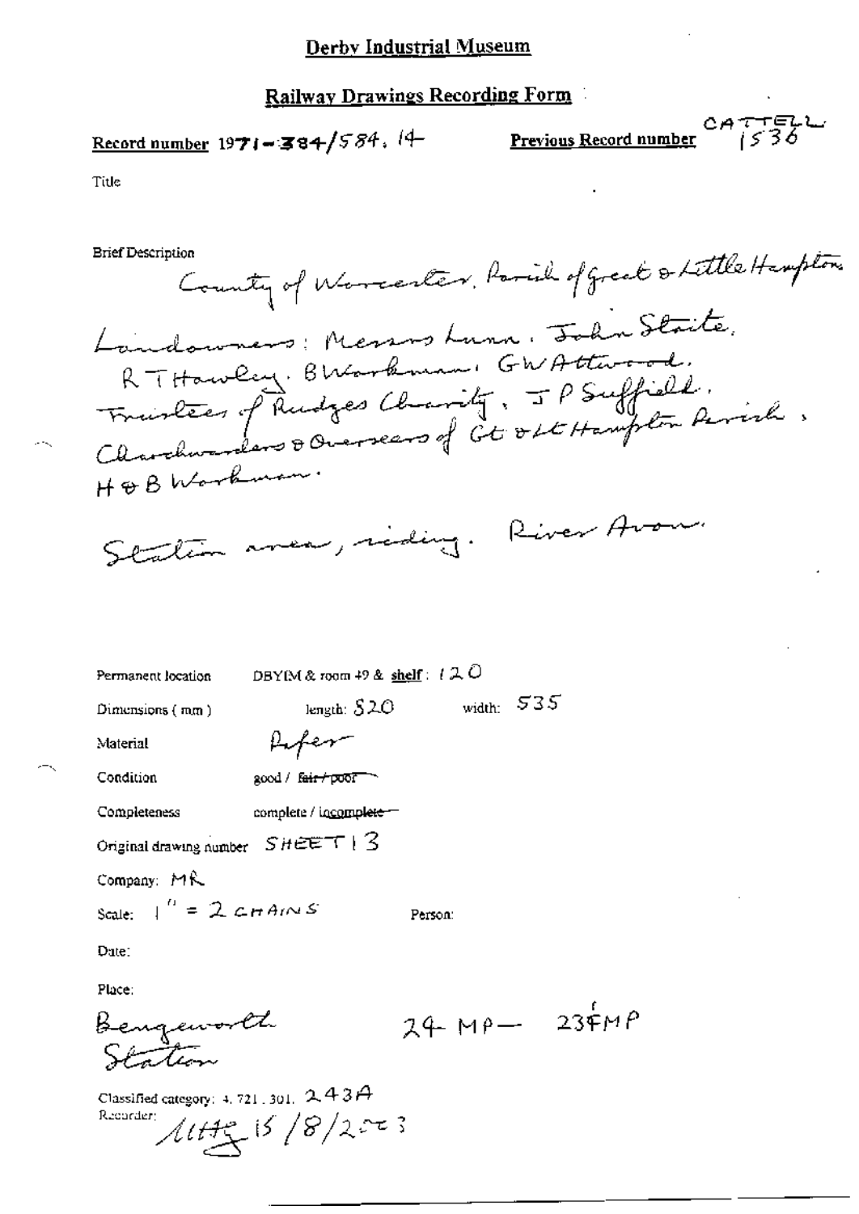# Derby Industrial Museum

## Railway Drawings Recording Form

**Record number** 1971-384/584.14

**Previous Record number** CATTELL 1536

Title

Brief Description

County of Worcester. Parish of Great & Little Hampton

Landowners: Messrs Lunn. John Staite. R T Hawley. B Workman. G W Attwood. Trustees of Rudges Charity. J P Suffield. Churchwardens & Overseers of Gt & Lt Hampton Parish. H & B Workman.

Station area, siding. River Avon.

Permanent location: DBYIM & room 49 & shelf: 120

Dimensions (mm): length: 520 width: 535

Material: Paper

Condition: good / ~~fair / poor~~

Completeness: complete / ~~incomplete~~

Original drawing number: SHEET 13

Company: MR

Scale: 1" = 2 CHAINS

Person:

Date:

Place:

Bengeworth Station

24 MP — 23¾ MP

Classified category: 4.721.301. 243A

Recorder: MHG 15/8/2003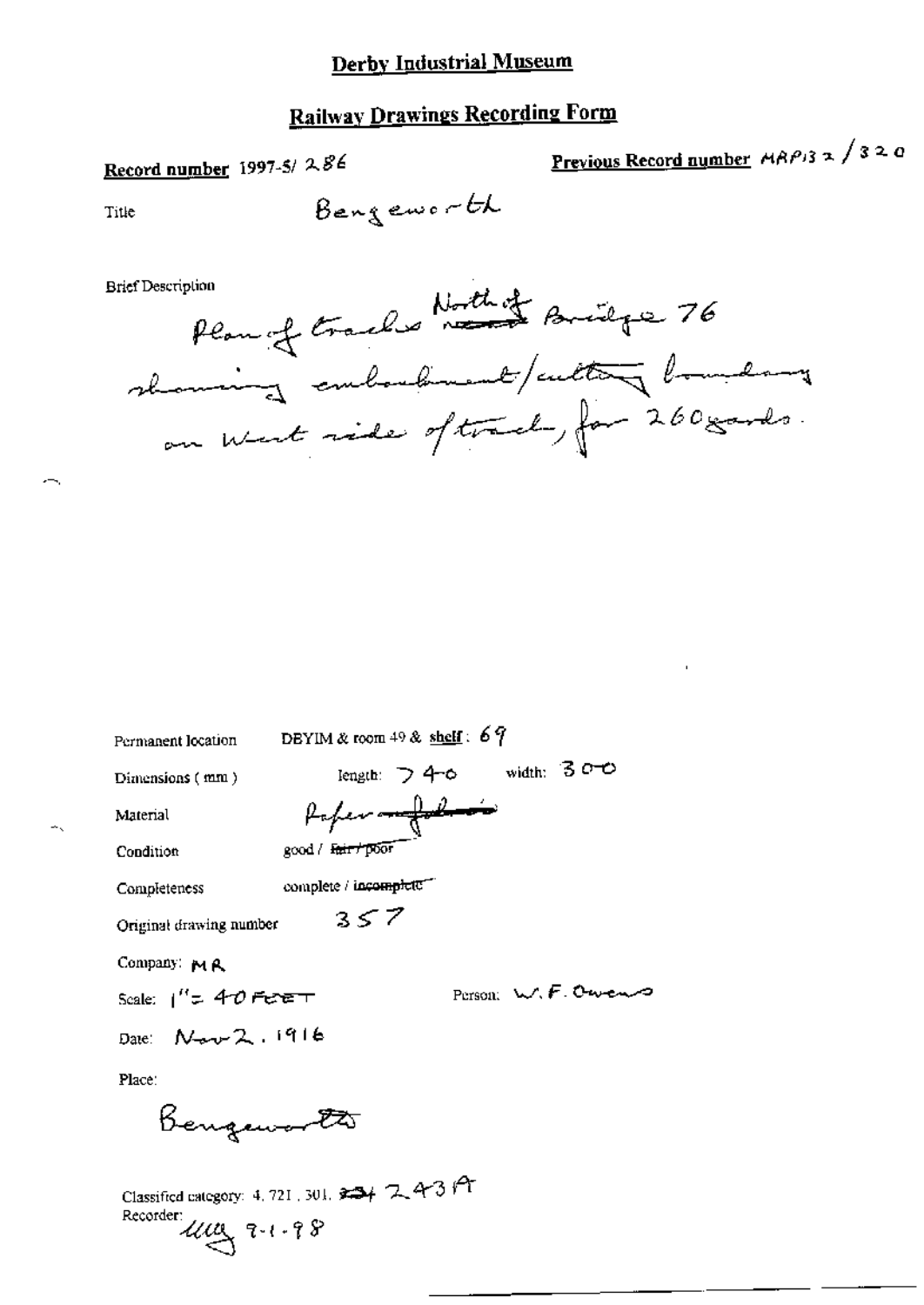# Derby Industrial Museum

## Railway Drawings Recording Form

**Record number** 1997-5/ 286

**Previous Record number** MRP132/320

Title: Bengeworth

Brief Description

Plan of tracks North of ~~???~~ Bridge 76 showing embankment/cutting boundary on West side of track, for 260 yards.

Permanent location: DBYIM & room 49 & shelf: 69

Dimensions (mm): length: > 740 width: 300

Material: Paper ~~???~~

Condition: good / ~~fair / poor~~

Completeness: complete / ~~incomplete~~

Original drawing number: 357

Company: MR

Scale: 1" = 40 FEET

Person: W. F. Owens

Date: Nov 2. 1916

Place:

Bengeworth

Classified category: 4. 721. 301. ~~234~~ 243 A

Recorder: ~~???~~ 7-1-98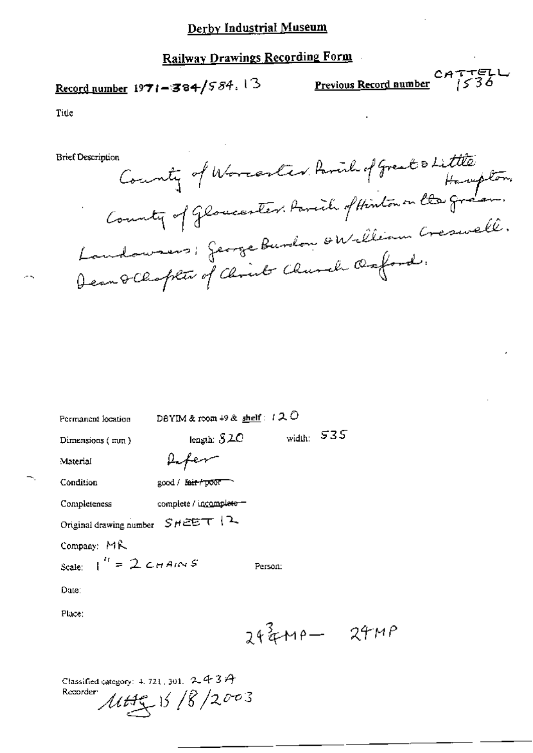# Derby Industrial Museum

## Railway Drawings Recording Form

**Record number** 1971-384/584.13

**Previous Record number** CATTELL 1536

Title

Brief Description

County of Worcester. Parish of Great & Little Hampton.
County of Gloucester. Parish of Hinton on the Green.
Landowners: George Bundon & William Creswell.
Dean & Chapter of Christ Church Oxford.

Permanent location DBYIM & room 49 & shelf: 120

Dimensions (mm) length: 520 width: 535

Material Paper

Condition good / ~~fair / poor~~

Completeness complete / ~~incomplete~~

Original drawing number SHEET 12

Company: MR

Scale: 1" = 2 CHAINS

Person:

Date:

Place:

$24\frac{3}{4}$ MP — 24 MP

Classified category: 4.721.301. 243A

Recorder: MHG 15/8/2003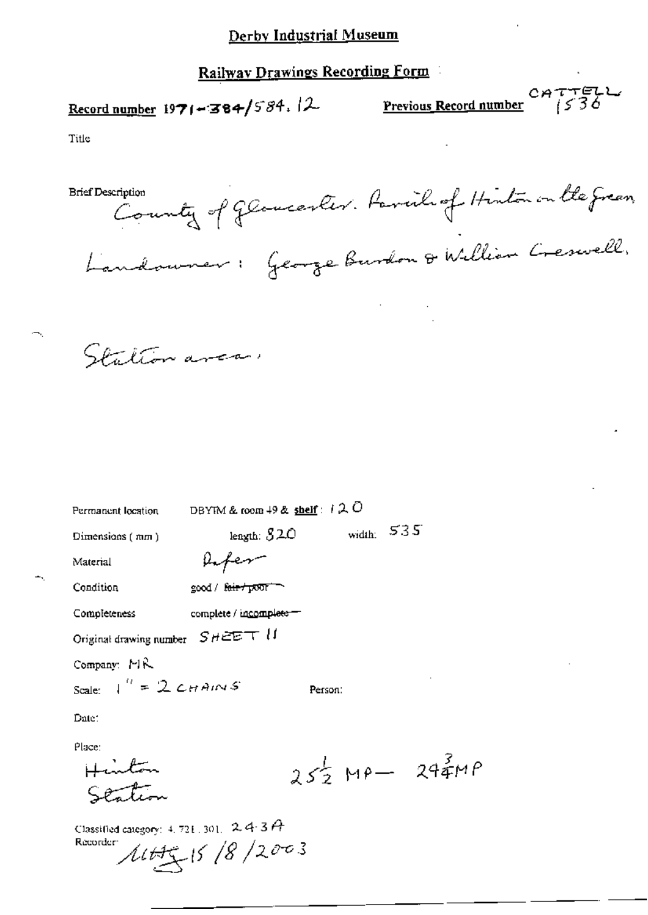# Derby Industrial Museum

## Railway Drawings Recording Form

**Record number** 1971-384/584.12

**Previous Record number** CATTELL 1536

Title

Brief Description

County of Gloucester. Parish of Hinton on the Green. Landowner: George Burdon & William Creswell.

Station area.

Permanent location DBYIM & room 49 & shelf: 120

Dimensions (mm) length: 820 width: 535

Material Paper

Condition good / ~~fair / poor~~

Completeness complete / ~~incomplete~~

Original drawing number SHEET 11

Company: MR

Scale: 1" = 2 CHAINS

Person:

Date:

Place:

Hinton Station

$25\frac{1}{2}$ MP — $24\frac{3}{4}$ MP

Classified category: 4.721.301. 243A

Recorder: MHG 15/8/2003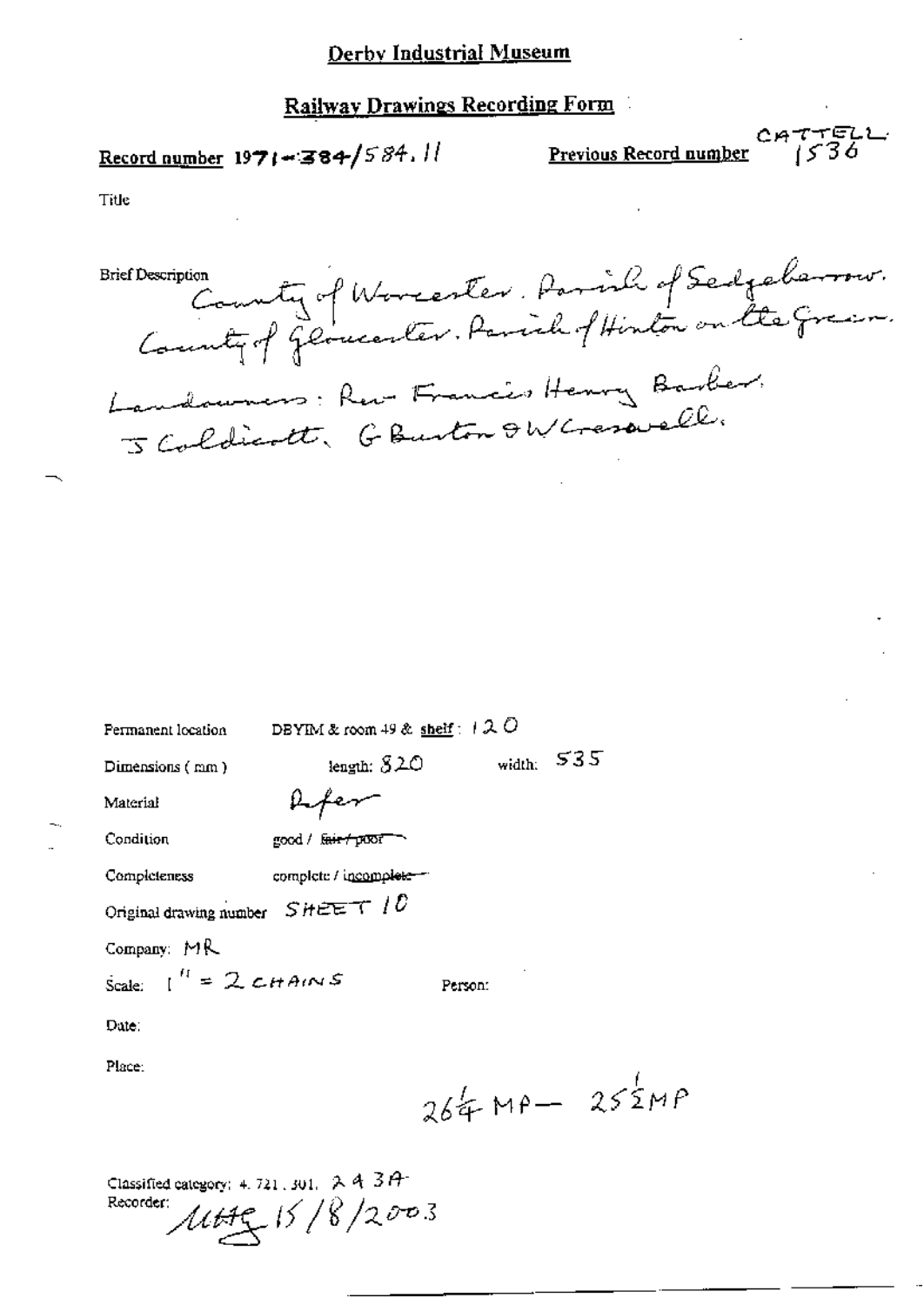# Derby Industrial Museum

## Railway Drawings Recording Form

**Record number** 1971-384/584.11

**Previous Record number** CATTELL 1536

Title

Brief Description County of Worcester. Parish of Sedgebarrow. County of Gloucester. Parish of Hinton on the Green. Landowners: Rev Francis Henry Barber. J Coldicott. G Burton & W Creswell.

Permanent location DBYIM & room 49 & shelf: 120

Dimensions (mm) length: 820 width: 535

Material Paper

Condition good / ~~fair / poor~~

Completeness complete / ~~incomplete~~

Original drawing number SHEET 10

Company: MR

Scale: 1" = 2 CHAINS

Person:

Date:

Place:

26¼ MP — 25½ MP

Classified category: 4. 721. 301. 243A

Recorder: MHG 15/8/2003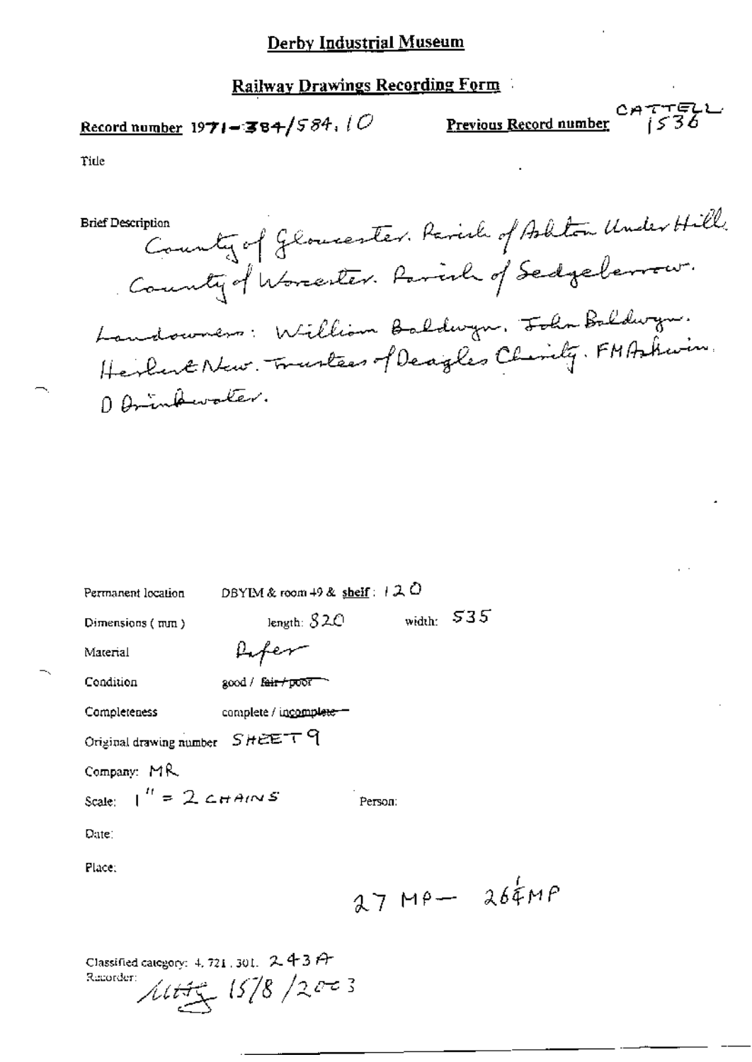# Derby Industrial Museum

## Railway Drawings Recording Form

**Record number** 1971-384/584, 10

**Previous Record number** CATTELL 1536

Title

Brief Description

County of Gloucester. Parish of Ashton Under Hill. County of Worcester. Parish of Sedgeberrow.

Landowners: William Baldwyn. John Baldwyn. Herbert New. Trustees of Deagles Charity. F M Ashwin. D Drinkwater.

Permanent location DBYIM & room 49 & shelf: 120

Dimensions (mm) length: 820 width: 535

Material Paper

Condition good / ~~fair / poor~~

Completeness complete / ~~incomplete~~

Original drawing number SHEET 9

Company: MR

Scale: 1" = 2 CHAINS

Person:

Date:

Place:

27 MP — 26¾ MP

Classified category: 4.721.301. 243A

Recorder: [signature] 15/8/2003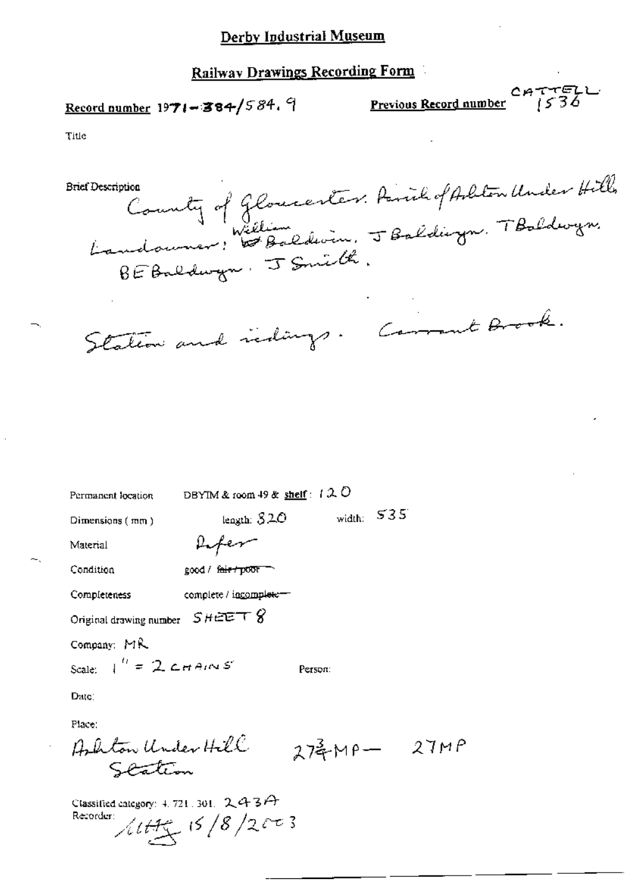# Derby Industrial Museum

## Railway Drawings Recording Form

**Record number** 1971-384/584.9

**Previous Record number** CATTELL 1536

Title

Brief Description
County of Gloucester. Parish of Ashton Under Hill, Landowner: William Baldwin. J Baldwyn. T Baldwyn. BE Baldwyn. J Smith.

Station and sidings. Carrant Brook.

Permanent location DBYIM & room 49 & shelf: 120

Dimensions (mm) length: 820 width: 535

Material Paper

Condition good / ~~fair / poor~~

Completeness complete / ~~incomplete~~

Original drawing number SHEET 8

Company: MR

Scale: 1" = 2 CHAINS Person:

Date:

Place:
Ashton Under Hill Station 27¾MP — 27MP

Classified category: 4.721.301. 243A

Recorder: 15/8/2003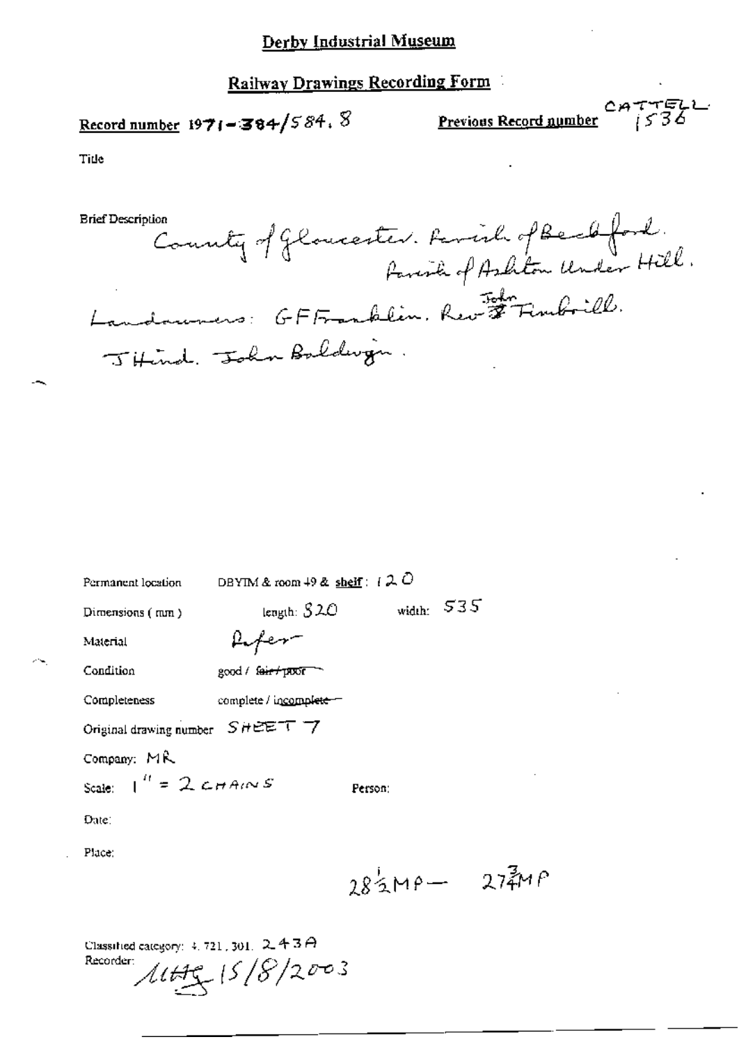**Derby Industrial Museum**

**Railway Drawings Recording Form**

**Record number** 1971-384/584.8

**Previous Record number** CATTELL 1536

Title

Brief Description
County of Gloucester. Parish of Beckford. Parish of Ashton Under Hill.
Landowners: GF Franklin. Rev John Timbrill.
J Hind. John Baldwyn.

Permanent location: DBYIM & room 49 & **shelf**: 120

Dimensions (mm): length: 520 width: 535

Material: Paper

Condition: good / ~~fair / poor~~

Completeness: complete / ~~incomplete~~

Original drawing number: SHEET 7

Company: MR

Scale: 1" = 2 CHAINS

Person:

Date:

Place:

$28\frac{1}{2}$MP — $27\frac{3}{4}$MP

Classified category: 4.721.301. 243A

Recorder: MHG 15/8/2003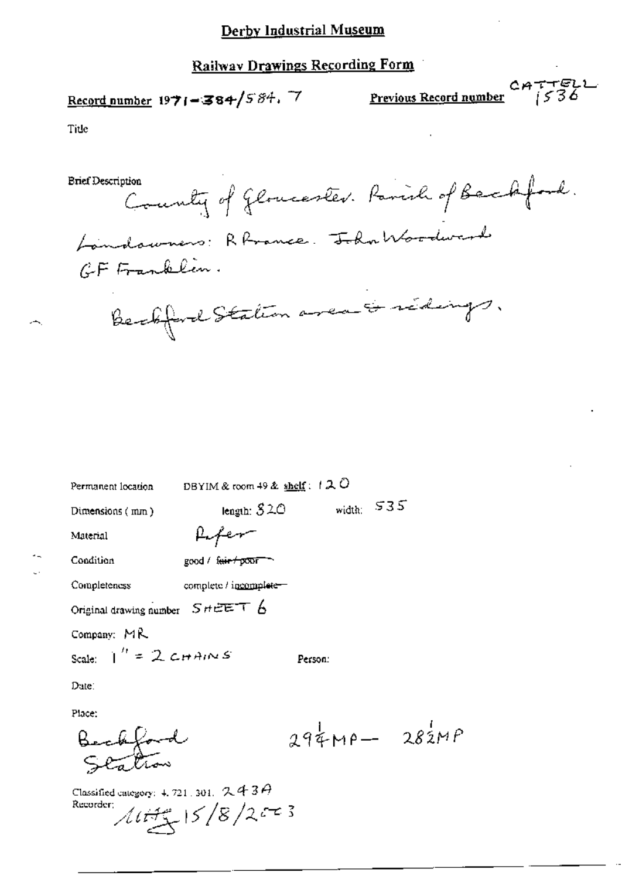# Derby Industrial Museum

## Railway Drawings Recording Form

**Record number** 1971-384/584.7

**Previous Record number** CATTELL 1536

Title

Brief Description
County of Gloucester. Parish of Beckford.
Landowners: R France. John Woodward
GF Franklin.

Beckford Station area & sidings.

Permanent location: DBYIM & room 49 & shelf: 120

Dimensions (mm): length: 820 width: 535

Material: Paper

Condition: good / ~~fair / poor~~

Completeness: complete / ~~incomplete~~

Original drawing number: SHEET 6

Company: MR

Scale: 1" = 2 CHAINS

Person:

Date:

Place:
Beckford Station

29¼MP — 28½MP

Classified category: 4.721.301. 243A

Recorder: [initials] 15/8/2003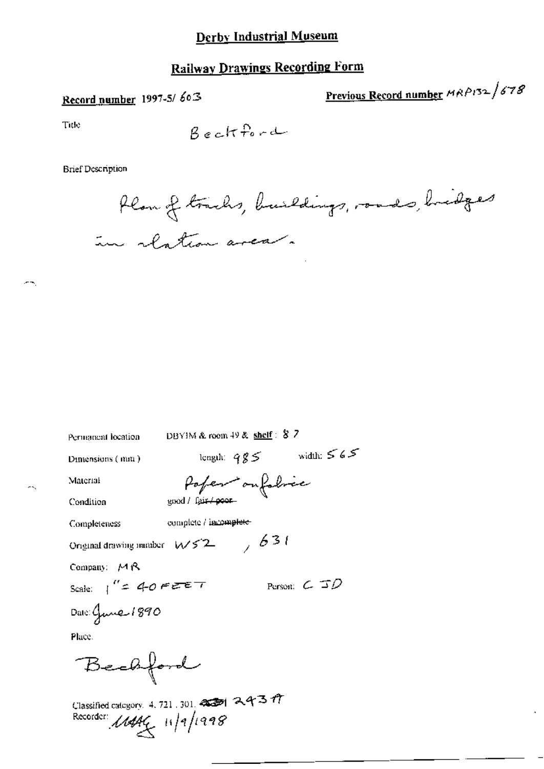# Derby Industrial Museum

## Railway Drawings Recording Form

**Record number** 1997-5/ 603

**Previous Record number** MRP132/678

Title

Beckford

Brief Description

Plan of tracks, buildings, roads, bridges in station area.

Permanent location DBYIM & room 49 & **shelf**: 87

Dimensions (mm) length: 985 width: 565

Material Paper on fabric

Condition good / fair / ~~poor~~

Completeness complete / ~~incomplete~~

Original drawing number W52 , 631

Company: MR

Scale: 1" = 40 FEET Person: CJD

Date: June 1890

Place:

Beckford

Classified category: 4. 721. 301. ~~2351~~ 243A

Recorder: MAG 11/9/1998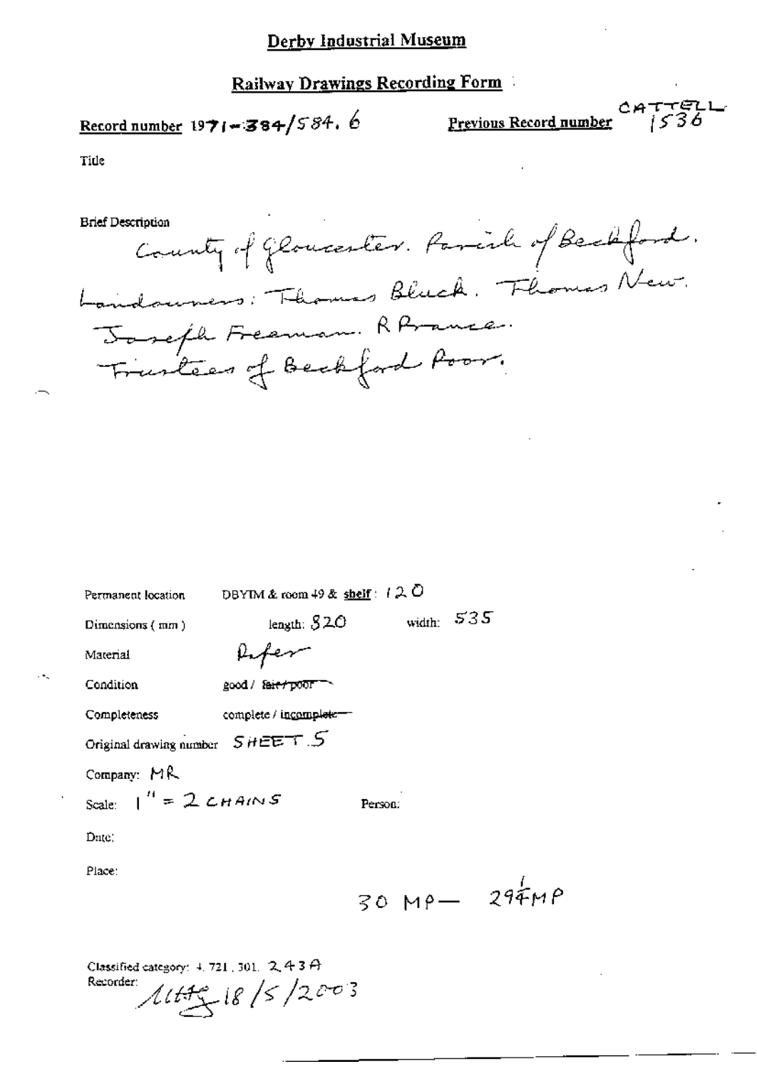# Derby Industrial Museum

## Railway Drawings Recording Form

**Record number** 1971-384/584. 6

**Previous Record number** CATTELL 1536

Title

Brief Description

County of Gloucester. Parish of Beckford. Landowners: Thomas Bluck. Thomas New. Joseph Freeman. R France. Trustees of Beckford Poor.

Permanent location DBYIM & room 49 & shelf: 120

Dimensions (mm) length: 820 width: 535

Material Paper

Condition good / ~~fair / poor~~

Completeness complete / ~~incomplete~~

Original drawing number SHEET 5

Company: MR

Scale: 1" = 2 CHAINS Person:

Date:

Place:

30 MP — 29¼ MP

Classified category: 4. 721. 301. 2.4.3 A

Recorder: 18/5/2003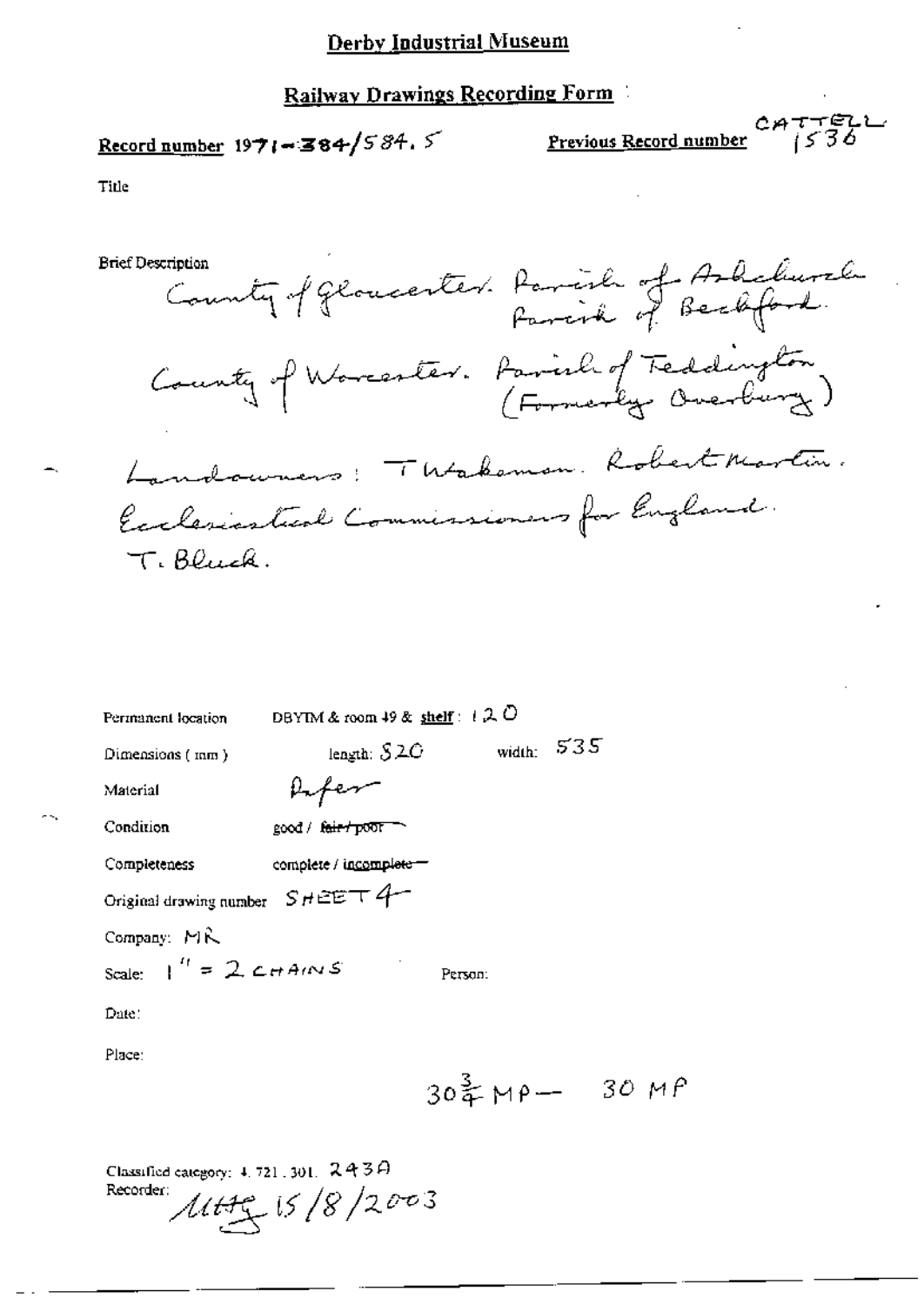## Derby Industrial Museum

## Railway Drawings Recording Form

**Record number** 1971-384/584.5

**Previous Record number** CATTELL 1536

Title

Brief Description

County of Gloucester. Parish of Ashchurch Parish of Beckford.

County of Worcester. Parish of Teddington (Formerly Overbury)

Landowners: T Wakeman. Robert Martin. Ecclesiastical Commissioners for England. T. Bluck.

Permanent location DBYIM & room 49 & shelf: 120

Dimensions (mm) length: 520 width: 535

Material Paper

Condition good / ~~fair / poor~~

Completeness complete / ~~incomplete~~

Original drawing number SHEET 4

Company: MR

Scale: 1" = 2 CHAINS Person:

Date:

Place:

$30\frac{3}{4}$ MP — 30 MP

Classified category: 4.721.301. 243A

Recorder: Mtty 15/8/2003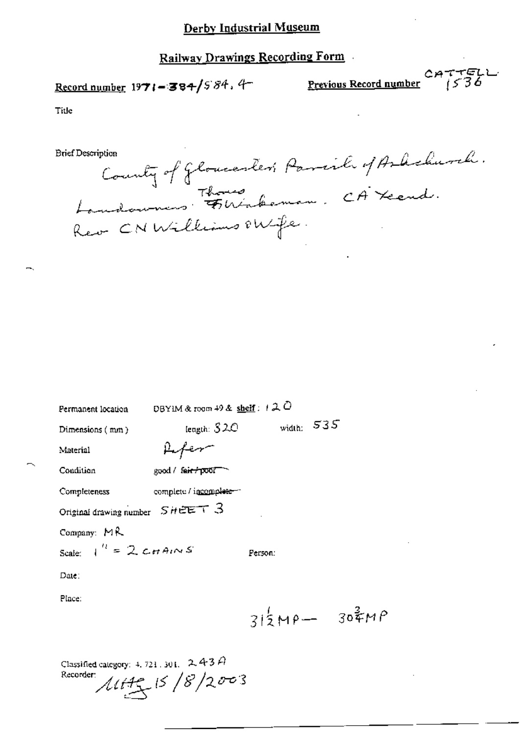# Derby Industrial Museum

## Railway Drawings Recording Form

**Record number** 1971-384/584.4

**Previous Record number** CATTELL 1536

Title

Brief Description

County of Gloucester: Parish of Ashchurch.
Landowners: Thomas Wakeman. CA Read.
Rev CN Williams & Wife.

Permanent location DBYIM & room 49 & shelf: 120

Dimensions (mm) length: 520 width: 535

Material Paper

Condition good / ~~fair / poor~~

Completeness complete / ~~incomplete~~

Original drawing number SHEET 3

Company: MR

Scale: 1" = 2 CHAINS

Person:

Date:

Place:

$31\frac{1}{2}$MP — $30\frac{3}{4}$MP

Classified category: 4.721.301. 243A

Recorder: MHG 15/8/2003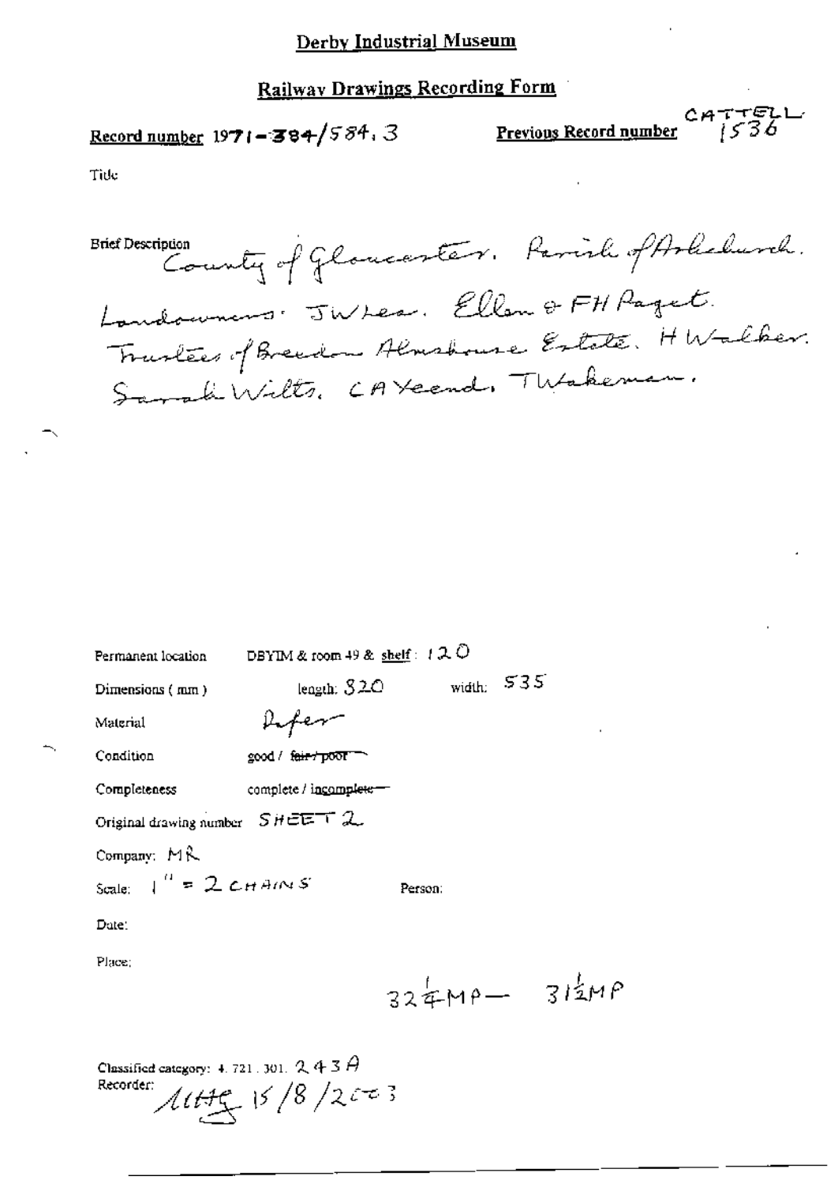Derby Industrial Museum

Railway Drawings Recording Form

Record number 1971-384/584.3

Previous Record number CATTELL 1536

Title

Brief Description County of Gloucester. Parish of Ashchurch. Landowners: JW Lea. Ellen & FH Paget. Trustees of Breedon Almshouse Estate. H Walker. Sarah Wilts. CA Yeend. T Wakeman.

Permanent location DBYIM & room 49 & shelf: 120

Dimensions (mm) length: 320 width: 535

Material Paper

Condition good / ~~fair / poor~~

Completeness complete / ~~incomplete~~

Original drawing number SHEET 2

Company: MR

Scale: 1" = 2 CHAINS

Person:

Date:

Place:

32¼MP — 31½MP

Classified category: 4.721.301.243A

Recorder: MHG 15/8/2003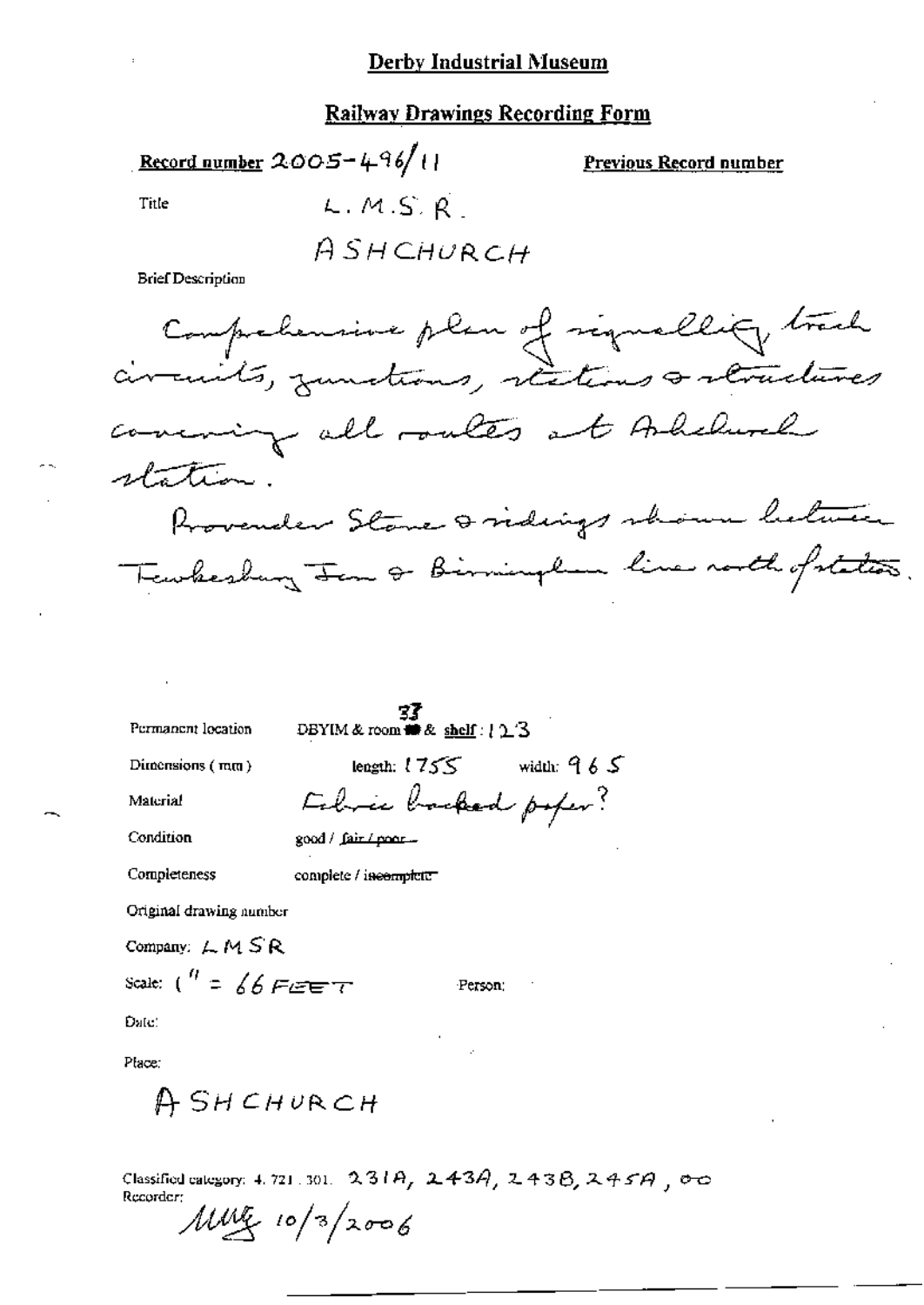## Derby Industrial Museum

### Railway Drawings Recording Form

**Record number** 2005-496/11 **Previous Record number**

Title L.M.S.R.

ASHCHURCH

Brief Description

Comprehensive plan of signalling, track circuits, junctions, stations & structures covering all routes at Ashchurch station.

Provender Store & sidings shown between Tewkesbury Jcn & Birmingham line north of station.

Permanent location DBYIM & room 33 & shelf : 123

Dimensions (mm) length: 1755 width: 965

Material Fabric backed paper?

Condition good / ~~fair / poor~~

Completeness complete / ~~incomplete~~

Original drawing number

Company: LMSR

Scale: 1" = 66 FEET Person:

Date:

Place:

ASHCHURCH

Classified category: 4. 721. 301. 231A, 243A, 243B, 245A, oo

Recorder:

MMG 10/3/2006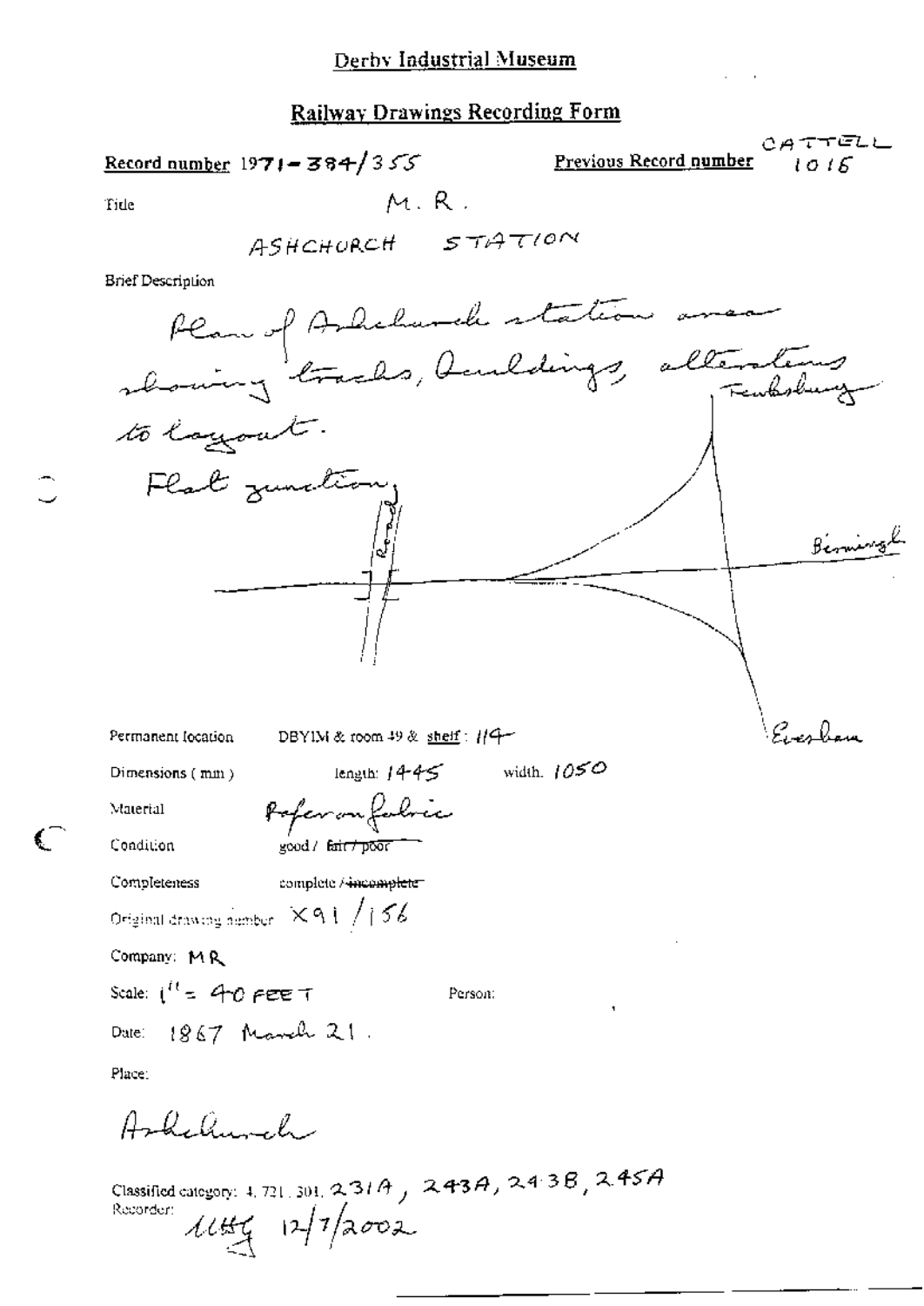Derby Industrial Museum

## Railway Drawings Recording Form

**Record number** 1971-384/355

**Previous Record number** CATTELL 1016

Title M. R.

ASHCHURCH STATION

Brief Description

Plan of Ashchurch station area showing tracks, buildings, alterations to layout.

Flat junction

Tewkesbury

Birmingh

Evesham

Permanent location DBYIM & room 49 & shelf: 114

Dimensions (mm) length: 1445 width: 1050

Material Paper on fabric

Condition good / ~~fair / poor~~

Completeness complete / ~~incomplete~~

Original drawing number X91/156

Company: MR

Scale: 1" = 40 FEET Person:

Date: 1867 March 21.

Place:

Ashchurch

Classified category: 4. 721. 301. 231A, 243A, 243B, 245A

Recorder: 12/7/2002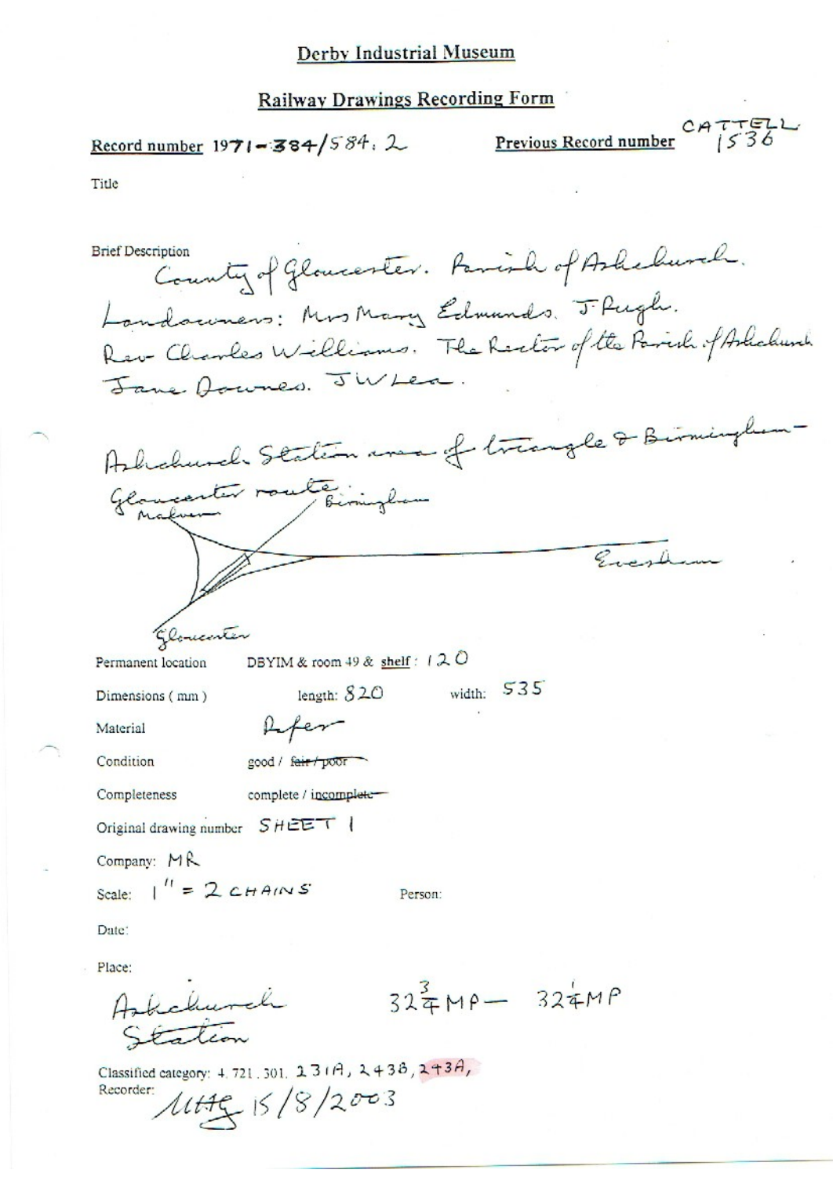# Derby Industrial Museum

## Railway Drawings Recording Form

**Record number** 1971-384/584.2 **Previous Record number** CATTELL 1536

Title

Brief Description
County of Gloucester. Parish of Ashchurch.
Landowners: Mrs Mary Edmunds. J Pugh.
Rev Charles Williams. The Rector of the Parish of Ashchurch
Jane Downes. J W Lea.

Ashchurch Station area of triangle & Birmingham-Gloucester route

Malvern — Birmingham — Evesham — Gloucester

Permanent location DBYIM & room 49 & shelf: 120

Dimensions (mm) length: 820 width: 535

Material Paper

Condition good / ~~fair / poor~~

Completeness complete / ~~incomplete~~

Original drawing number SHEET 1

Company: MR

Scale: 1" = 2 CHAINS Person:

Date:

Place:
Ashchurch Station $32\frac{3}{4}$MP — $32\frac{1}{4}$MP

Classified category: 4.721.301. 231A, 243B, 243A,

Recorder: MAG 15/8/2003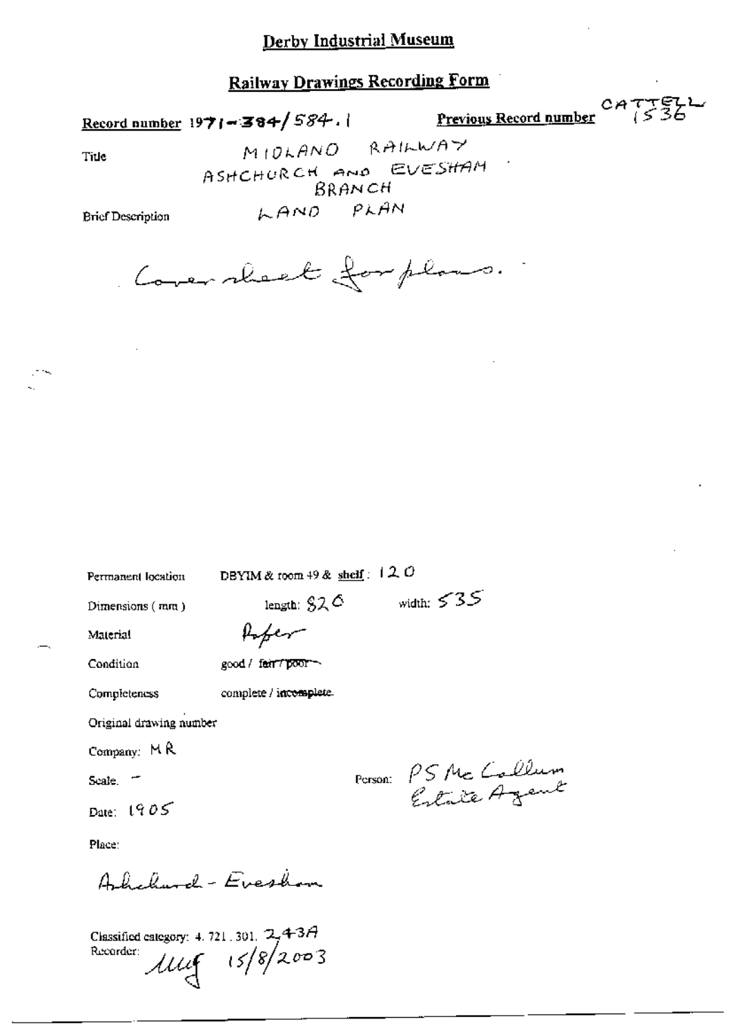# Derby Industrial Museum

## Railway Drawings Recording Form

**Record number** 1971-384/584.1

**Previous Record number** CATTELL 1536

Title: MIDLAND RAILWAY ASHCHURCH AND EVESHAM BRANCH

Brief Description: LAND PLAN

Cover sheet for plans.

Permanent location: DBYIM & room 49 & **shelf**: 120

Dimensions (mm): length: 820 width: 535

Material: Paper

Condition: good / ~~fair / poor~~

Completeness: complete / ~~incomplete~~

Original drawing number

Company: MR

Scale: -

Person: PS Mc Callum Estate Agent

Date: 1905

Place:

Ashchurch - Evesham

Classified category: 4. 721. 301. 243A

Recorder: Mug 15/8/2003